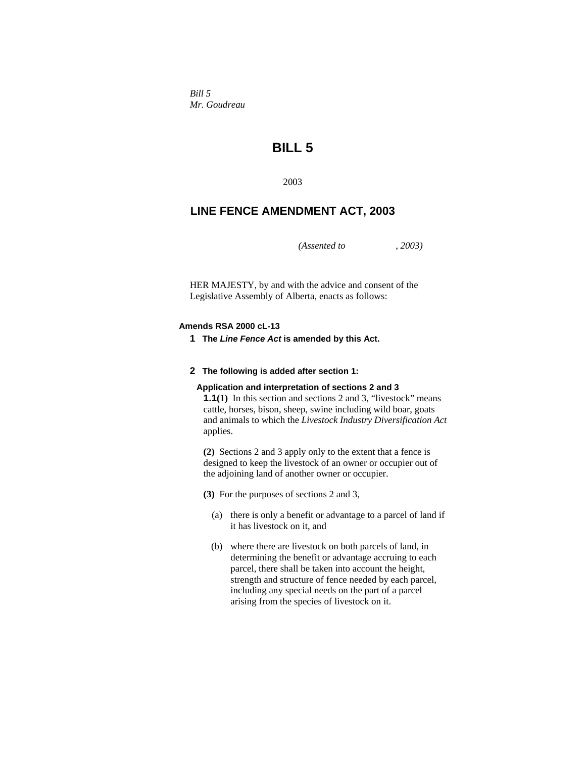*Bill 5*
*Mr. Goudreau*

# BILL 5

2003

## LINE FENCE AMENDMENT ACT, 2003

*(Assented to , 2003)*

HER MAJESTY, by and with the advice and consent of the Legislative Assembly of Alberta, enacts as follows:

**Amends RSA 2000 cL-13**

**1** **The *Line Fence Act* is amended by this Act.**

**2** **The following is added after section 1:**

**Application and interpretation of sections 2 and 3**

**1.1(1)** In this section and sections 2 and 3, "livestock" means cattle, horses, bison, sheep, swine including wild boar, goats and animals to which the *Livestock Industry Diversification Act* applies.

**(2)** Sections 2 and 3 apply only to the extent that a fence is designed to keep the livestock of an owner or occupier out of the adjoining land of another owner or occupier.

**(3)** For the purposes of sections 2 and 3,

(a) there is only a benefit or advantage to a parcel of land if it has livestock on it, and

(b) where there are livestock on both parcels of land, in determining the benefit or advantage accruing to each parcel, there shall be taken into account the height, strength and structure of fence needed by each parcel, including any special needs on the part of a parcel arising from the species of livestock on it.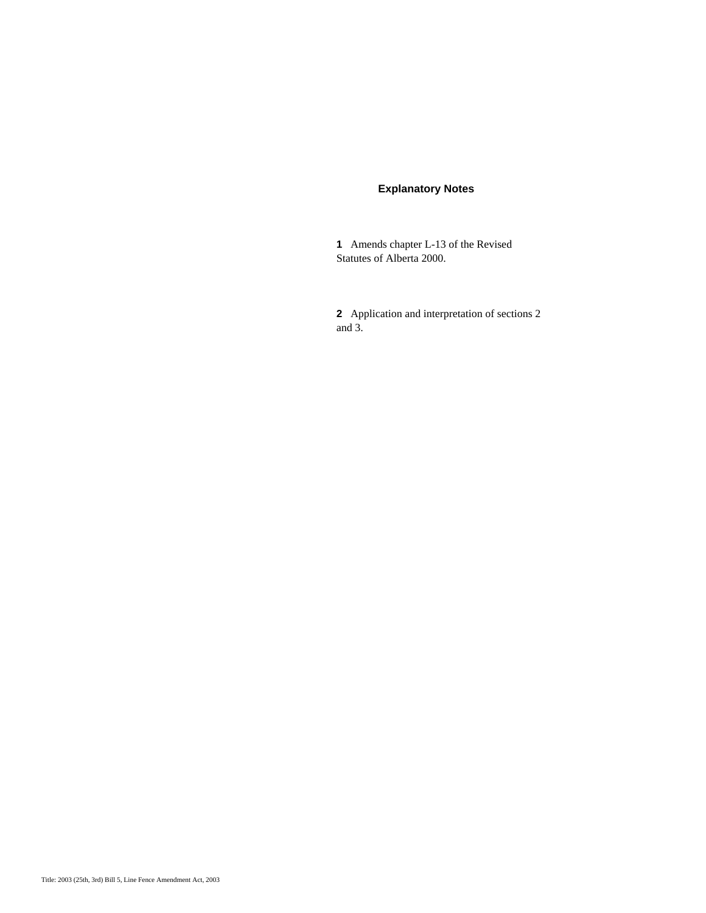## Explanatory Notes

**1** Amends chapter L-13 of the Revised Statutes of Alberta 2000.

**2** Application and interpretation of sections 2 and 3.